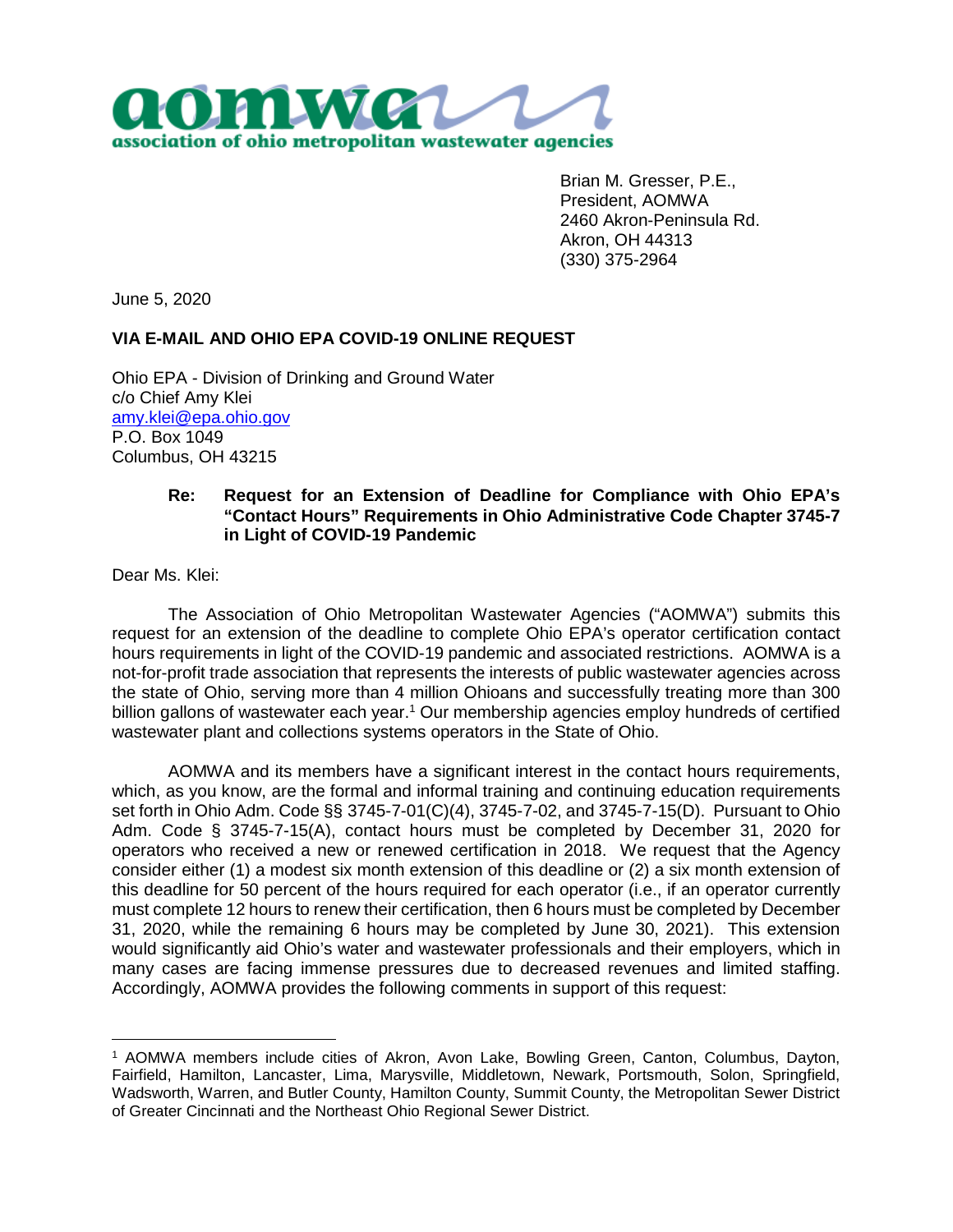aomwa

association of ohio metropolitan wastewater agencies

Brian M. Gresser, P.E.,
President, AOMWA
2460 Akron-Peninsula Rd.
Akron, OH 44313
(330) 375-2964

June 5, 2020

**VIA E-MAIL AND OHIO EPA COVID-19 ONLINE REQUEST**

Ohio EPA - Division of Drinking and Ground Water
c/o Chief Amy Klei
amy.klei@epa.ohio.gov
P.O. Box 1049
Columbus, OH 43215

**Re: Request for an Extension of Deadline for Compliance with Ohio EPA's "Contact Hours" Requirements in Ohio Administrative Code Chapter 3745-7 in Light of COVID-19 Pandemic**

Dear Ms. Klei:

The Association of Ohio Metropolitan Wastewater Agencies ("AOMWA") submits this request for an extension of the deadline to complete Ohio EPA's operator certification contact hours requirements in light of the COVID-19 pandemic and associated restrictions. AOMWA is a not-for-profit trade association that represents the interests of public wastewater agencies across the state of Ohio, serving more than 4 million Ohioans and successfully treating more than 300 billion gallons of wastewater each year.[1] Our membership agencies employ hundreds of certified wastewater plant and collections systems operators in the State of Ohio.

AOMWA and its members have a significant interest in the contact hours requirements, which, as you know, are the formal and informal training and continuing education requirements set forth in Ohio Adm. Code §§ 3745-7-01(C)(4), 3745-7-02, and 3745-7-15(D). Pursuant to Ohio Adm. Code § 3745-7-15(A), contact hours must be completed by December 31, 2020 for operators who received a new or renewed certification in 2018. We request that the Agency consider either (1) a modest six month extension of this deadline or (2) a six month extension of this deadline for 50 percent of the hours required for each operator (i.e., if an operator currently must complete 12 hours to renew their certification, then 6 hours must be completed by December 31, 2020, while the remaining 6 hours may be completed by June 30, 2021). This extension would significantly aid Ohio's water and wastewater professionals and their employers, which in many cases are facing immense pressures due to decreased revenues and limited staffing. Accordingly, AOMWA provides the following comments in support of this request:

---

[1] AOMWA members include cities of Akron, Avon Lake, Bowling Green, Canton, Columbus, Dayton, Fairfield, Hamilton, Lancaster, Lima, Marysville, Middletown, Newark, Portsmouth, Solon, Springfield, Wadsworth, Warren, and Butler County, Hamilton County, Summit County, the Metropolitan Sewer District of Greater Cincinnati and the Northeast Ohio Regional Sewer District.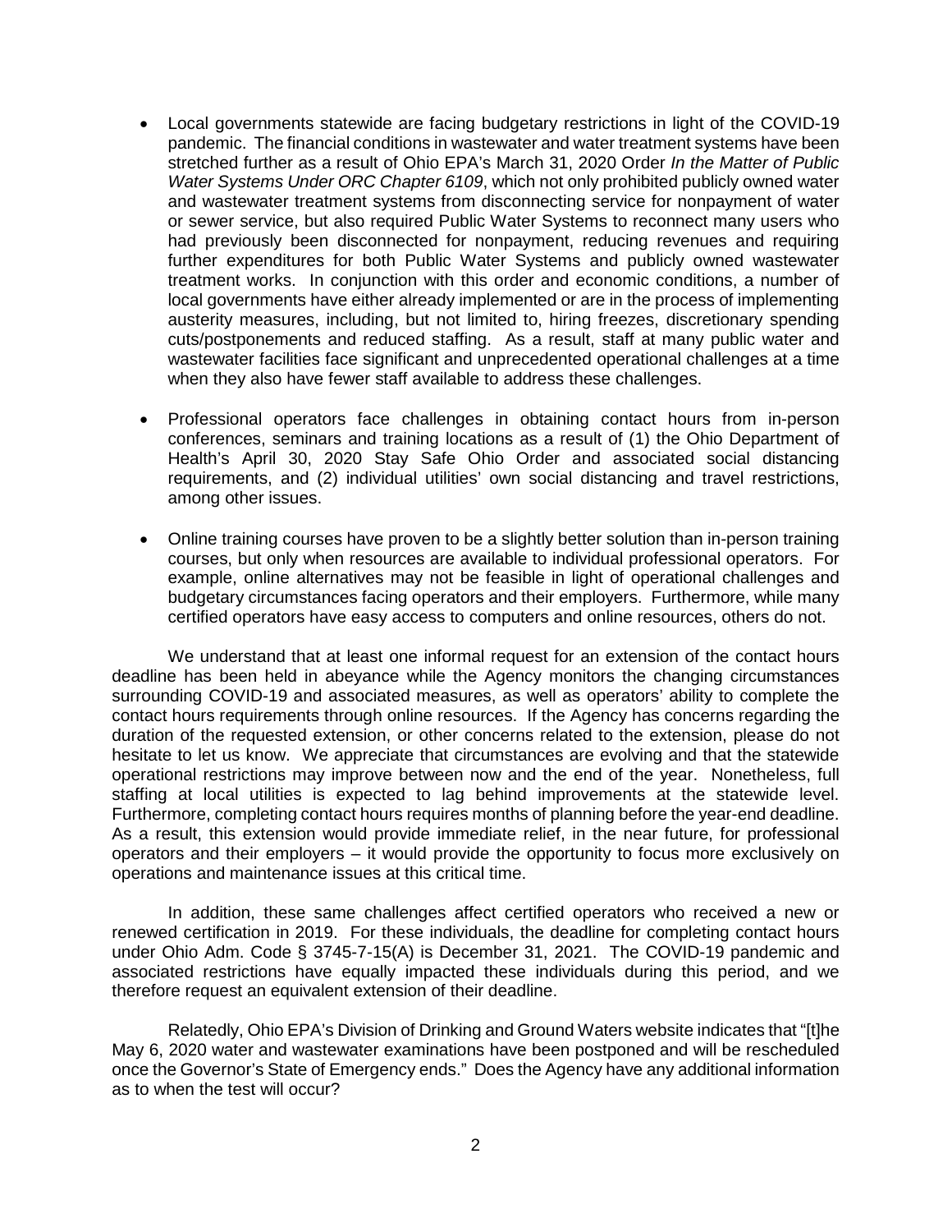- Local governments statewide are facing budgetary restrictions in light of the COVID-19 pandemic. The financial conditions in wastewater and water treatment systems have been stretched further as a result of Ohio EPA's March 31, 2020 Order *In the Matter of Public Water Systems Under ORC Chapter 6109*, which not only prohibited publicly owned water and wastewater treatment systems from disconnecting service for nonpayment of water or sewer service, but also required Public Water Systems to reconnect many users who had previously been disconnected for nonpayment, reducing revenues and requiring further expenditures for both Public Water Systems and publicly owned wastewater treatment works. In conjunction with this order and economic conditions, a number of local governments have either already implemented or are in the process of implementing austerity measures, including, but not limited to, hiring freezes, discretionary spending cuts/postponements and reduced staffing. As a result, staff at many public water and wastewater facilities face significant and unprecedented operational challenges at a time when they also have fewer staff available to address these challenges.

- Professional operators face challenges in obtaining contact hours from in-person conferences, seminars and training locations as a result of (1) the Ohio Department of Health's April 30, 2020 Stay Safe Ohio Order and associated social distancing requirements, and (2) individual utilities' own social distancing and travel restrictions, among other issues.

- Online training courses have proven to be a slightly better solution than in-person training courses, but only when resources are available to individual professional operators. For example, online alternatives may not be feasible in light of operational challenges and budgetary circumstances facing operators and their employers. Furthermore, while many certified operators have easy access to computers and online resources, others do not.

We understand that at least one informal request for an extension of the contact hours deadline has been held in abeyance while the Agency monitors the changing circumstances surrounding COVID-19 and associated measures, as well as operators' ability to complete the contact hours requirements through online resources. If the Agency has concerns regarding the duration of the requested extension, or other concerns related to the extension, please do not hesitate to let us know. We appreciate that circumstances are evolving and that the statewide operational restrictions may improve between now and the end of the year. Nonetheless, full staffing at local utilities is expected to lag behind improvements at the statewide level. Furthermore, completing contact hours requires months of planning before the year-end deadline. As a result, this extension would provide immediate relief, in the near future, for professional operators and their employers – it would provide the opportunity to focus more exclusively on operations and maintenance issues at this critical time.

In addition, these same challenges affect certified operators who received a new or renewed certification in 2019. For these individuals, the deadline for completing contact hours under Ohio Adm. Code § 3745-7-15(A) is December 31, 2021. The COVID-19 pandemic and associated restrictions have equally impacted these individuals during this period, and we therefore request an equivalent extension of their deadline.

Relatedly, Ohio EPA's Division of Drinking and Ground Waters website indicates that "[t]he May 6, 2020 water and wastewater examinations have been postponed and will be rescheduled once the Governor's State of Emergency ends." Does the Agency have any additional information as to when the test will occur?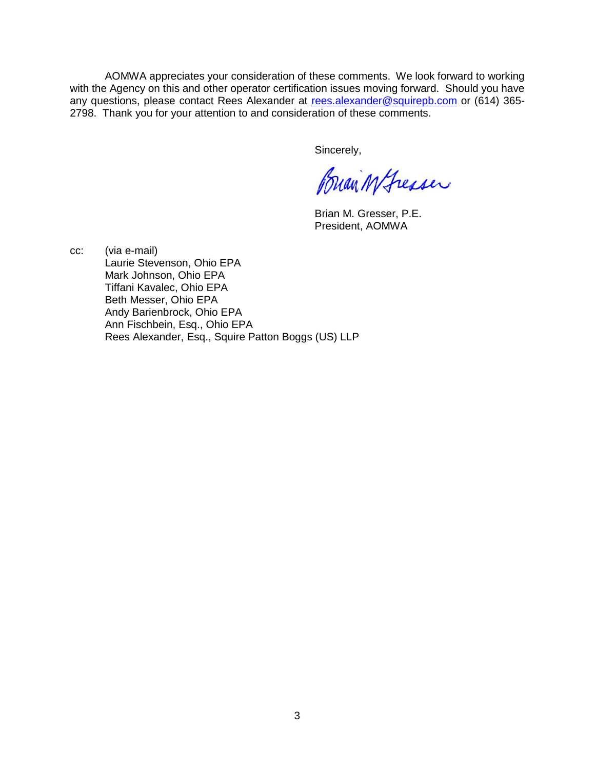AOMWA appreciates your consideration of these comments. We look forward to working with the Agency on this and other operator certification issues moving forward. Should you have any questions, please contact Rees Alexander at rees.alexander@squirepb.com or (614) 365-2798. Thank you for your attention to and consideration of these comments.

Sincerely,

Brian M. Gresser, P.E.
President, AOMWA

cc: (via e-mail)
Laurie Stevenson, Ohio EPA
Mark Johnson, Ohio EPA
Tiffani Kavalec, Ohio EPA
Beth Messer, Ohio EPA
Andy Barienbrock, Ohio EPA
Ann Fischbein, Esq., Ohio EPA
Rees Alexander, Esq., Squire Patton Boggs (US) LLP